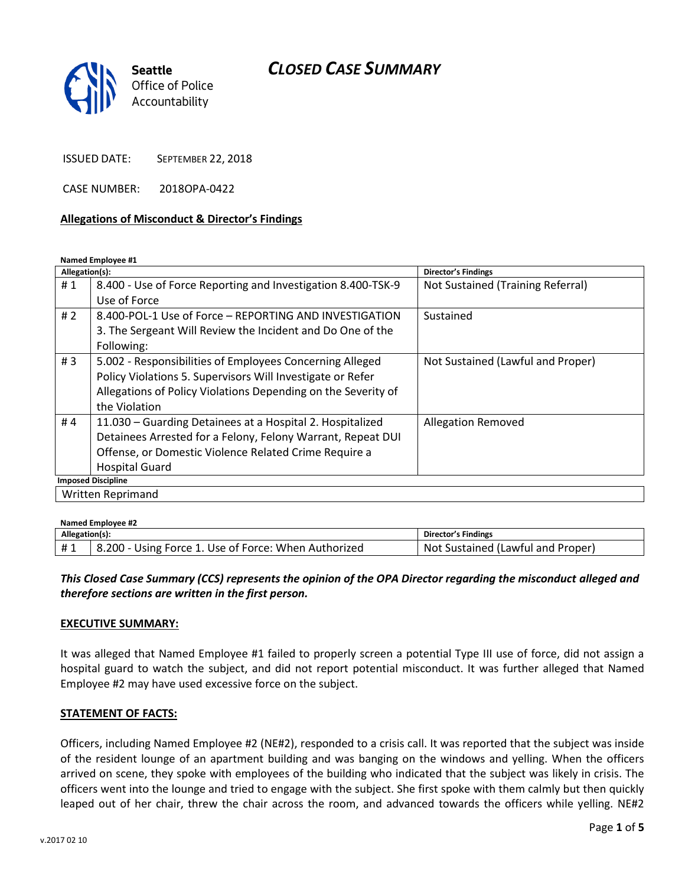Seattle Office of Police Accountability

# CLOSED CASE SUMMARY

ISSUED DATE: SEPTEMBER 22, 2018

CASE NUMBER: 2018OPA-0422

**Allegations of Misconduct & Director's Findings**

**Named Employee #1**

| Allegation(s): | | Director's Findings |
|---|---|---|
| # 1 | 8.400 - Use of Force Reporting and Investigation 8.400-TSK-9 Use of Force | Not Sustained (Training Referral) |
| # 2 | 8.400-POL-1 Use of Force – REPORTING AND INVESTIGATION 3. The Sergeant Will Review the Incident and Do One of the Following: | Sustained |
| # 3 | 5.002 - Responsibilities of Employees Concerning Alleged Policy Violations 5. Supervisors Will Investigate or Refer Allegations of Policy Violations Depending on the Severity of the Violation | Not Sustained (Lawful and Proper) |
| # 4 | 11.030 – Guarding Detainees at a Hospital 2. Hospitalized Detainees Arrested for a Felony, Felony Warrant, Repeat DUI Offense, or Domestic Violence Related Crime Require a Hospital Guard | Allegation Removed |
| **Imposed Discipline** | | |
| Written Reprimand | | |

**Named Employee #2**

| Allegation(s): | | Director's Findings |
|---|---|---|
| # 1 | 8.200 - Using Force 1. Use of Force: When Authorized | Not Sustained (Lawful and Proper) |

***This Closed Case Summary (CCS) represents the opinion of the OPA Director regarding the misconduct alleged and therefore sections are written in the first person.***

**EXECUTIVE SUMMARY:**

It was alleged that Named Employee #1 failed to properly screen a potential Type III use of force, did not assign a hospital guard to watch the subject, and did not report potential misconduct. It was further alleged that Named Employee #2 may have used excessive force on the subject.

**STATEMENT OF FACTS:**

Officers, including Named Employee #2 (NE#2), responded to a crisis call. It was reported that the subject was inside of the resident lounge of an apartment building and was banging on the windows and yelling. When the officers arrived on scene, they spoke with employees of the building who indicated that the subject was likely in crisis. The officers went into the lounge and tried to engage with the subject. She first spoke with them calmly but then quickly leaped out of her chair, threw the chair across the room, and advanced towards the officers while yelling. NE#2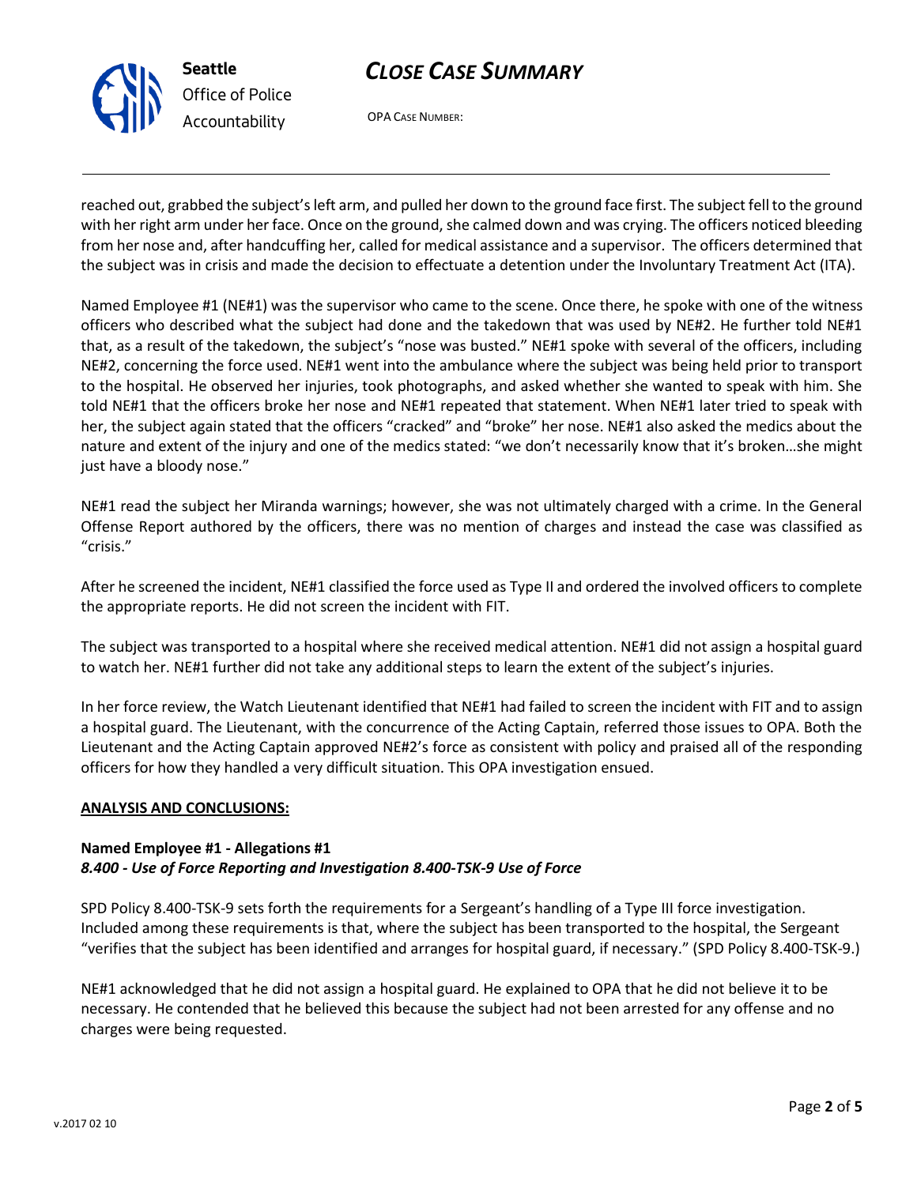reached out, grabbed the subject's left arm, and pulled her down to the ground face first. The subject fell to the ground with her right arm under her face. Once on the ground, she calmed down and was crying. The officers noticed bleeding from her nose and, after handcuffing her, called for medical assistance and a supervisor. The officers determined that the subject was in crisis and made the decision to effectuate a detention under the Involuntary Treatment Act (ITA).

Named Employee #1 (NE#1) was the supervisor who came to the scene. Once there, he spoke with one of the witness officers who described what the subject had done and the takedown that was used by NE#2. He further told NE#1 that, as a result of the takedown, the subject's "nose was busted." NE#1 spoke with several of the officers, including NE#2, concerning the force used. NE#1 went into the ambulance where the subject was being held prior to transport to the hospital. He observed her injuries, took photographs, and asked whether she wanted to speak with him. She told NE#1 that the officers broke her nose and NE#1 repeated that statement. When NE#1 later tried to speak with her, the subject again stated that the officers "cracked" and "broke" her nose. NE#1 also asked the medics about the nature and extent of the injury and one of the medics stated: "we don't necessarily know that it's broken…she might just have a bloody nose."

NE#1 read the subject her Miranda warnings; however, she was not ultimately charged with a crime. In the General Offense Report authored by the officers, there was no mention of charges and instead the case was classified as "crisis."

After he screened the incident, NE#1 classified the force used as Type II and ordered the involved officers to complete the appropriate reports. He did not screen the incident with FIT.

The subject was transported to a hospital where she received medical attention. NE#1 did not assign a hospital guard to watch her. NE#1 further did not take any additional steps to learn the extent of the subject's injuries.

In her force review, the Watch Lieutenant identified that NE#1 had failed to screen the incident with FIT and to assign a hospital guard. The Lieutenant, with the concurrence of the Acting Captain, referred those issues to OPA. Both the Lieutenant and the Acting Captain approved NE#2's force as consistent with policy and praised all of the responding officers for how they handled a very difficult situation. This OPA investigation ensued.

**ANALYSIS AND CONCLUSIONS:**

**Named Employee #1 - Allegations #1**
***8.400 - Use of Force Reporting and Investigation 8.400-TSK-9 Use of Force***

SPD Policy 8.400-TSK-9 sets forth the requirements for a Sergeant's handling of a Type III force investigation. Included among these requirements is that, where the subject has been transported to the hospital, the Sergeant "verifies that the subject has been identified and arranges for hospital guard, if necessary." (SPD Policy 8.400-TSK-9.)

NE#1 acknowledged that he did not assign a hospital guard. He explained to OPA that he did not believe it to be necessary. He contended that he believed this because the subject had not been arrested for any offense and no charges were being requested.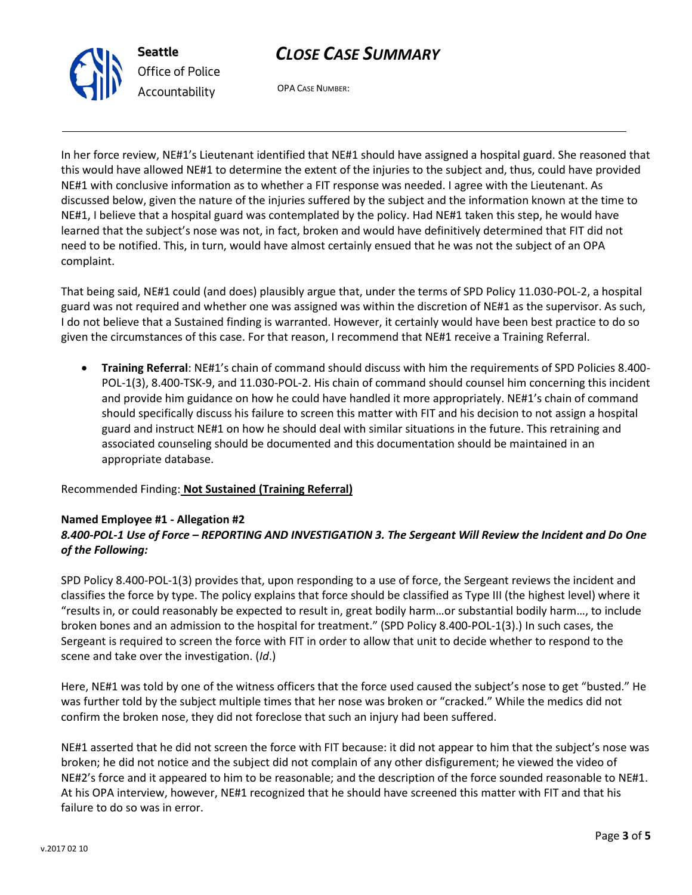In her force review, NE#1's Lieutenant identified that NE#1 should have assigned a hospital guard. She reasoned that this would have allowed NE#1 to determine the extent of the injuries to the subject and, thus, could have provided NE#1 with conclusive information as to whether a FIT response was needed. I agree with the Lieutenant. As discussed below, given the nature of the injuries suffered by the subject and the information known at the time to NE#1, I believe that a hospital guard was contemplated by the policy. Had NE#1 taken this step, he would have learned that the subject's nose was not, in fact, broken and would have definitively determined that FIT did not need to be notified. This, in turn, would have almost certainly ensued that he was not the subject of an OPA complaint.

That being said, NE#1 could (and does) plausibly argue that, under the terms of SPD Policy 11.030-POL-2, a hospital guard was not required and whether one was assigned was within the discretion of NE#1 as the supervisor. As such, I do not believe that a Sustained finding is warranted. However, it certainly would have been best practice to do so given the circumstances of this case. For that reason, I recommend that NE#1 receive a Training Referral.

- **Training Referral**: NE#1's chain of command should discuss with him the requirements of SPD Policies 8.400-POL-1(3), 8.400-TSK-9, and 11.030-POL-2. His chain of command should counsel him concerning this incident and provide him guidance on how he could have handled it more appropriately. NE#1's chain of command should specifically discuss his failure to screen this matter with FIT and his decision to not assign a hospital guard and instruct NE#1 on how he should deal with similar situations in the future. This retraining and associated counseling should be documented and this documentation should be maintained in an appropriate database.

Recommended Finding: **Not Sustained (Training Referral)**

**Named Employee #1 - Allegation #2**
***8.400-POL-1 Use of Force – REPORTING AND INVESTIGATION 3. The Sergeant Will Review the Incident and Do One of the Following:***

SPD Policy 8.400-POL-1(3) provides that, upon responding to a use of force, the Sergeant reviews the incident and classifies the force by type. The policy explains that force should be classified as Type III (the highest level) where it "results in, or could reasonably be expected to result in, great bodily harm…or substantial bodily harm…, to include broken bones and an admission to the hospital for treatment." (SPD Policy 8.400-POL-1(3).) In such cases, the Sergeant is required to screen the force with FIT in order to allow that unit to decide whether to respond to the scene and take over the investigation. (*Id*.)

Here, NE#1 was told by one of the witness officers that the force used caused the subject's nose to get "busted." He was further told by the subject multiple times that her nose was broken or "cracked." While the medics did not confirm the broken nose, they did not foreclose that such an injury had been suffered.

NE#1 asserted that he did not screen the force with FIT because: it did not appear to him that the subject's nose was broken; he did not notice and the subject did not complain of any other disfigurement; he viewed the video of NE#2's force and it appeared to him to be reasonable; and the description of the force sounded reasonable to NE#1. At his OPA interview, however, NE#1 recognized that he should have screened this matter with FIT and that his failure to do so was in error.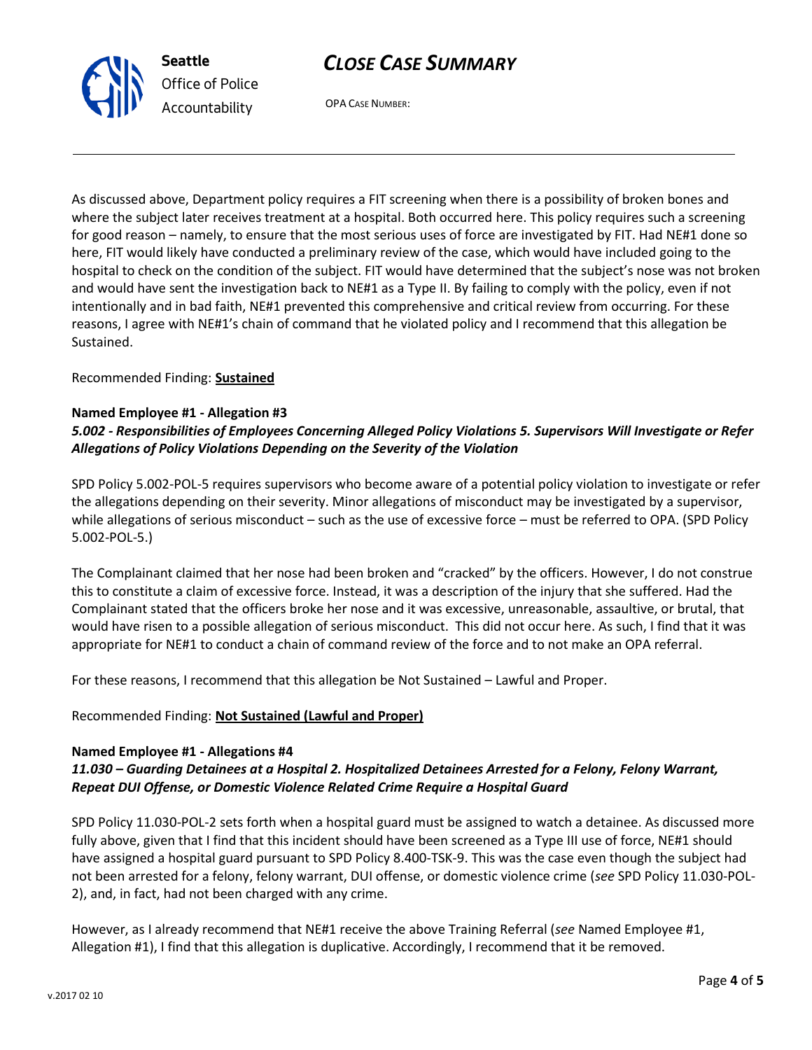As discussed above, Department policy requires a FIT screening when there is a possibility of broken bones and where the subject later receives treatment at a hospital. Both occurred here. This policy requires such a screening for good reason – namely, to ensure that the most serious uses of force are investigated by FIT. Had NE#1 done so here, FIT would likely have conducted a preliminary review of the case, which would have included going to the hospital to check on the condition of the subject. FIT would have determined that the subject's nose was not broken and would have sent the investigation back to NE#1 as a Type II. By failing to comply with the policy, even if not intentionally and in bad faith, NE#1 prevented this comprehensive and critical review from occurring. For these reasons, I agree with NE#1's chain of command that he violated policy and I recommend that this allegation be Sustained.

Recommended Finding: **Sustained**

**Named Employee #1 - Allegation #3**
***5.002 - Responsibilities of Employees Concerning Alleged Policy Violations 5. Supervisors Will Investigate or Refer Allegations of Policy Violations Depending on the Severity of the Violation***

SPD Policy 5.002-POL-5 requires supervisors who become aware of a potential policy violation to investigate or refer the allegations depending on their severity. Minor allegations of misconduct may be investigated by a supervisor, while allegations of serious misconduct – such as the use of excessive force – must be referred to OPA. (SPD Policy 5.002-POL-5.)

The Complainant claimed that her nose had been broken and "cracked" by the officers. However, I do not construe this to constitute a claim of excessive force. Instead, it was a description of the injury that she suffered. Had the Complainant stated that the officers broke her nose and it was excessive, unreasonable, assaultive, or brutal, that would have risen to a possible allegation of serious misconduct. This did not occur here. As such, I find that it was appropriate for NE#1 to conduct a chain of command review of the force and to not make an OPA referral.

For these reasons, I recommend that this allegation be Not Sustained – Lawful and Proper.

Recommended Finding: **Not Sustained (Lawful and Proper)**

**Named Employee #1 - Allegations #4**
***11.030 – Guarding Detainees at a Hospital 2. Hospitalized Detainees Arrested for a Felony, Felony Warrant, Repeat DUI Offense, or Domestic Violence Related Crime Require a Hospital Guard***

SPD Policy 11.030-POL-2 sets forth when a hospital guard must be assigned to watch a detainee. As discussed more fully above, given that I find that this incident should have been screened as a Type III use of force, NE#1 should have assigned a hospital guard pursuant to SPD Policy 8.400-TSK-9. This was the case even though the subject had not been arrested for a felony, felony warrant, DUI offense, or domestic violence crime (*see* SPD Policy 11.030-POL-2), and, in fact, had not been charged with any crime.

However, as I already recommend that NE#1 receive the above Training Referral (*see* Named Employee #1, Allegation #1), I find that this allegation is duplicative. Accordingly, I recommend that it be removed.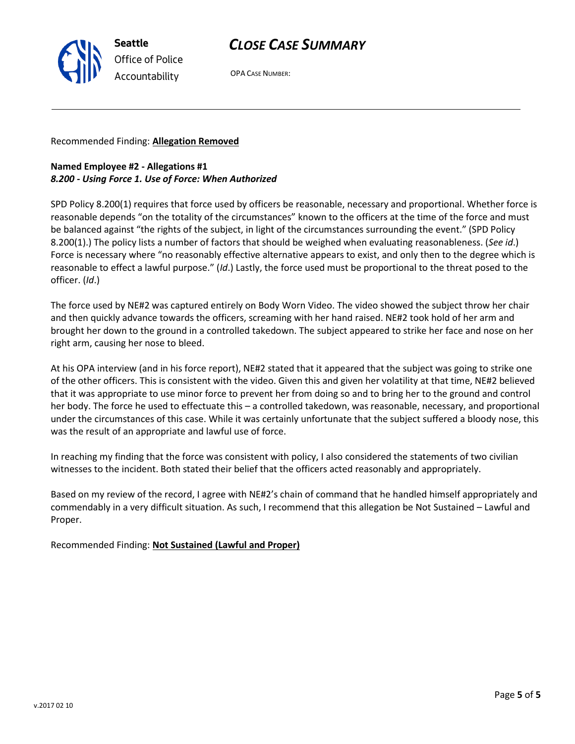Recommended Finding: **Allegation Removed**

**Named Employee #2 - Allegations #1**
***8.200 - Using Force 1. Use of Force: When Authorized***

SPD Policy 8.200(1) requires that force used by officers be reasonable, necessary and proportional. Whether force is reasonable depends "on the totality of the circumstances" known to the officers at the time of the force and must be balanced against "the rights of the subject, in light of the circumstances surrounding the event." (SPD Policy 8.200(1).) The policy lists a number of factors that should be weighed when evaluating reasonableness. (*See id*.) Force is necessary where "no reasonably effective alternative appears to exist, and only then to the degree which is reasonable to effect a lawful purpose." (*Id*.) Lastly, the force used must be proportional to the threat posed to the officer. (*Id*.)

The force used by NE#2 was captured entirely on Body Worn Video. The video showed the subject throw her chair and then quickly advance towards the officers, screaming with her hand raised. NE#2 took hold of her arm and brought her down to the ground in a controlled takedown. The subject appeared to strike her face and nose on her right arm, causing her nose to bleed.

At his OPA interview (and in his force report), NE#2 stated that it appeared that the subject was going to strike one of the other officers. This is consistent with the video. Given this and given her volatility at that time, NE#2 believed that it was appropriate to use minor force to prevent her from doing so and to bring her to the ground and control her body. The force he used to effectuate this – a controlled takedown, was reasonable, necessary, and proportional under the circumstances of this case. While it was certainly unfortunate that the subject suffered a bloody nose, this was the result of an appropriate and lawful use of force.

In reaching my finding that the force was consistent with policy, I also considered the statements of two civilian witnesses to the incident. Both stated their belief that the officers acted reasonably and appropriately.

Based on my review of the record, I agree with NE#2's chain of command that he handled himself appropriately and commendably in a very difficult situation. As such, I recommend that this allegation be Not Sustained – Lawful and Proper.

Recommended Finding: **Not Sustained (Lawful and Proper)**